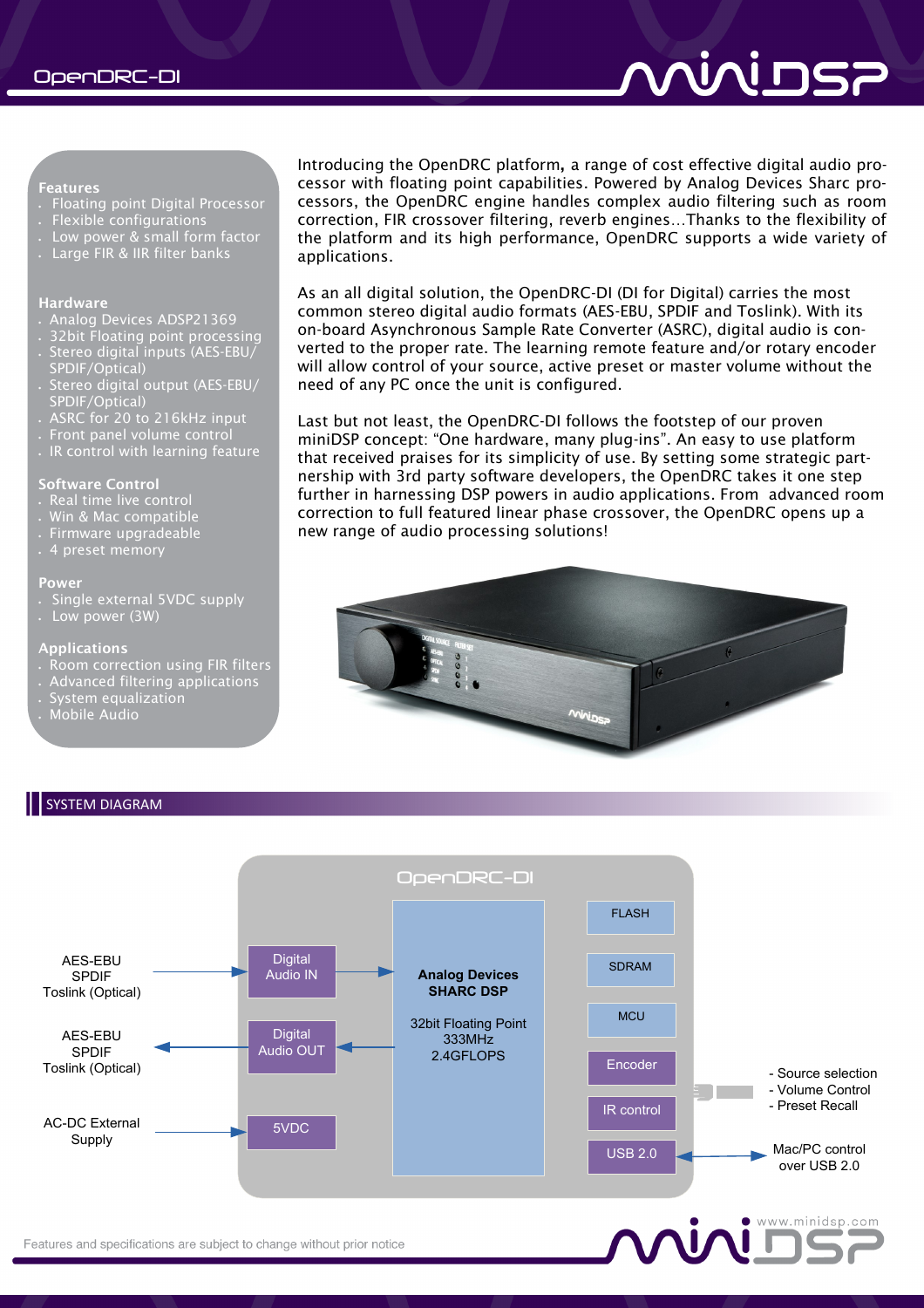# OpenDRC-DI

**Features**
- Floating point Digital Processor
- Flexible configurations
- Low power & small form factor
- Large FIR & IIR filter banks

**Hardware**
- Analog Devices ADSP21369
- 32bit Floating point processing
- Stereo digital inputs (AES-EBU/ SPDIF/Optical)
- Stereo digital output (AES-EBU/ SPDIF/Optical)
- ASRC for 20 to 216kHz input
- Front panel volume control
- IR control with learning feature

**Software Control**
- Real time live control
- Win & Mac compatible
- Firmware upgradeable
- 4 preset memory

**Power**
- Single external 5VDC supply
- Low power (3W)

**Applications**
- Room correction using FIR filters
- Advanced filtering applications
- System equalization
- Mobile Audio

Introducing the OpenDRC platform, a range of cost effective digital audio processor with floating point capabilities. Powered by Analog Devices Sharc processors, the OpenDRC engine handles complex audio filtering such as room correction, FIR crossover filtering, reverb engines…Thanks to the flexibility of the platform and its high performance, OpenDRC supports a wide variety of applications.

As an all digital solution, the OpenDRC-DI (DI for Digital) carries the most common stereo digital audio formats (AES-EBU, SPDIF and Toslink). With its on-board Asynchronous Sample Rate Converter (ASRC), digital audio is converted to the proper rate. The learning remote feature and/or rotary encoder will allow control of your source, active preset or master volume without the need of any PC once the unit is configured.

Last but not least, the OpenDRC-DI follows the footstep of our proven miniDSP concept: "One hardware, many plug-ins". An easy to use platform that received praises for its simplicity of use. By setting some strategic partnership with 3rd party software developers, the OpenDRC takes it one step further in harnessing DSP powers in audio applications. From advanced room correction to full featured linear phase crossover, the OpenDRC opens up a new range of audio processing solutions!

## SYSTEM DIAGRAM

OpenDRC-DI

- AES-EBU / SPDIF / Toslink (Optical) → Digital Audio IN → Analog Devices SHARC DSP
- Analog Devices SHARC DSP → Digital Audio OUT → AES-EBU / SPDIF / Toslink (Optical)
- AC-DC External Supply → 5VDC

**Analog Devices SHARC DSP**
32bit Floating Point
333MHz
2.4GFLOPS

FLASH, SDRAM, MCU, Encoder, IR control, USB 2.0

- Source selection
- Volume Control
- Preset Recall

USB 2.0 ↔ Mac/PC control over USB 2.0

Features and specifications are subject to change without prior notice

www.minidsp.com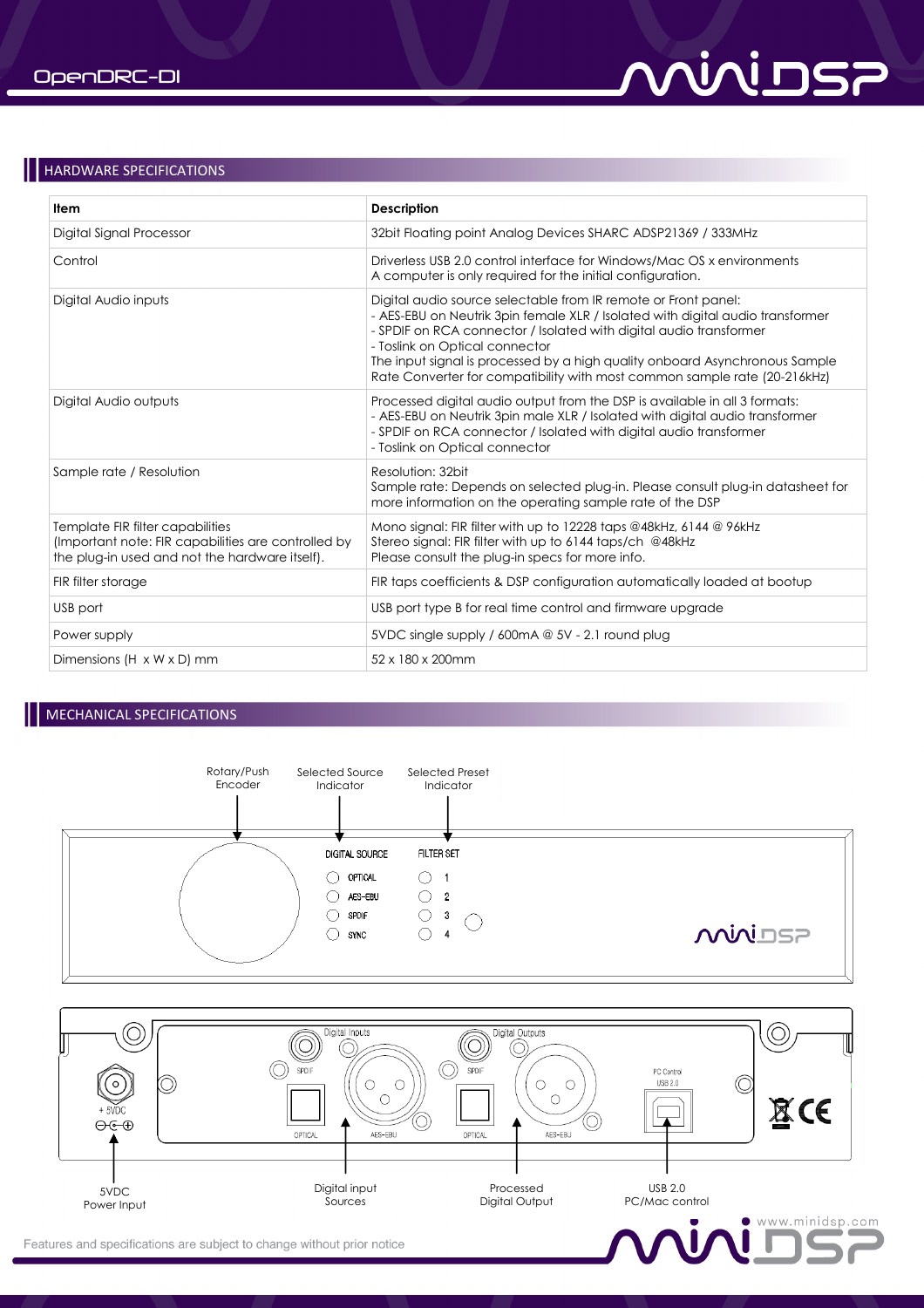## HARDWARE SPECIFICATIONS

| Item | Description |
|---|---|
| Digital Signal Processor | 32bit Floating point Analog Devices SHARC ADSP21369 / 333MHz |
| Control | Driverless USB 2.0 control interface for Windows/Mac OS x environments<br>A computer is only required for the initial configuration. |
| Digital Audio inputs | Digital audio source selectable from IR remote or Front panel:<br>- AES-EBU on Neutrik 3pin female XLR / Isolated with digital audio transformer<br>- SPDIF on RCA connector / Isolated with digital audio transformer<br>- Toslink on Optical connector<br>The input signal is processed by a high quality onboard Asynchronous Sample Rate Converter for compatibility with most common sample rate (20-216kHz) |
| Digital Audio outputs | Processed digital audio output from the DSP is available in all 3 formats:<br>- AES-EBU on Neutrik 3pin male XLR / Isolated with digital audio transformer<br>- SPDIF on RCA connector / Isolated with digital audio transformer<br>- Toslink on Optical connector |
| Sample rate / Resolution | Resolution: 32bit<br>Sample rate: Depends on selected plug-in. Please consult plug-in datasheet for more information on the operating sample rate of the DSP |
| Template FIR filter capabilities<br>(Important note: FIR capabilities are controlled by the plug-in used and not the hardware itself). | Mono signal: FIR filter with up to 12228 taps @48kHz, 6144 @ 96kHz<br>Stereo signal: FIR filter with up to 6144 taps/ch @48kHz<br>Please consult the plug-in specs for more info. |
| FIR filter storage | FIR taps coefficients & DSP configuration automatically loaded at bootup |
| USB port | USB port type B for real time control and firmware upgrade |
| Power supply | 5VDC single supply / 600mA @ 5V - 2.1 round plug |
| Dimensions (H x W x D) mm | 52 x 180 x 200mm |

## MECHANICAL SPECIFICATIONS

Rotary/Push Encoder

Selected Source Indicator

Selected Preset Indicator

DIGITAL SOURCE: OPTICAL, AES-EBU, SPDIF, SYNC

FILTER SET: 1, 2, 3, 4

Digital Inputs: SPDIF, OPTICAL, AES-EBU

Digital Outputs: SPDIF, OPTICAL, AES-EBU

PC Control USB 2.0

+ 5VDC

5VDC Power Input

Digital input Sources

Processed Digital Output

USB 2.0 PC/Mac control

Features and specifications are subject to change without prior notice

www.minidsp.com